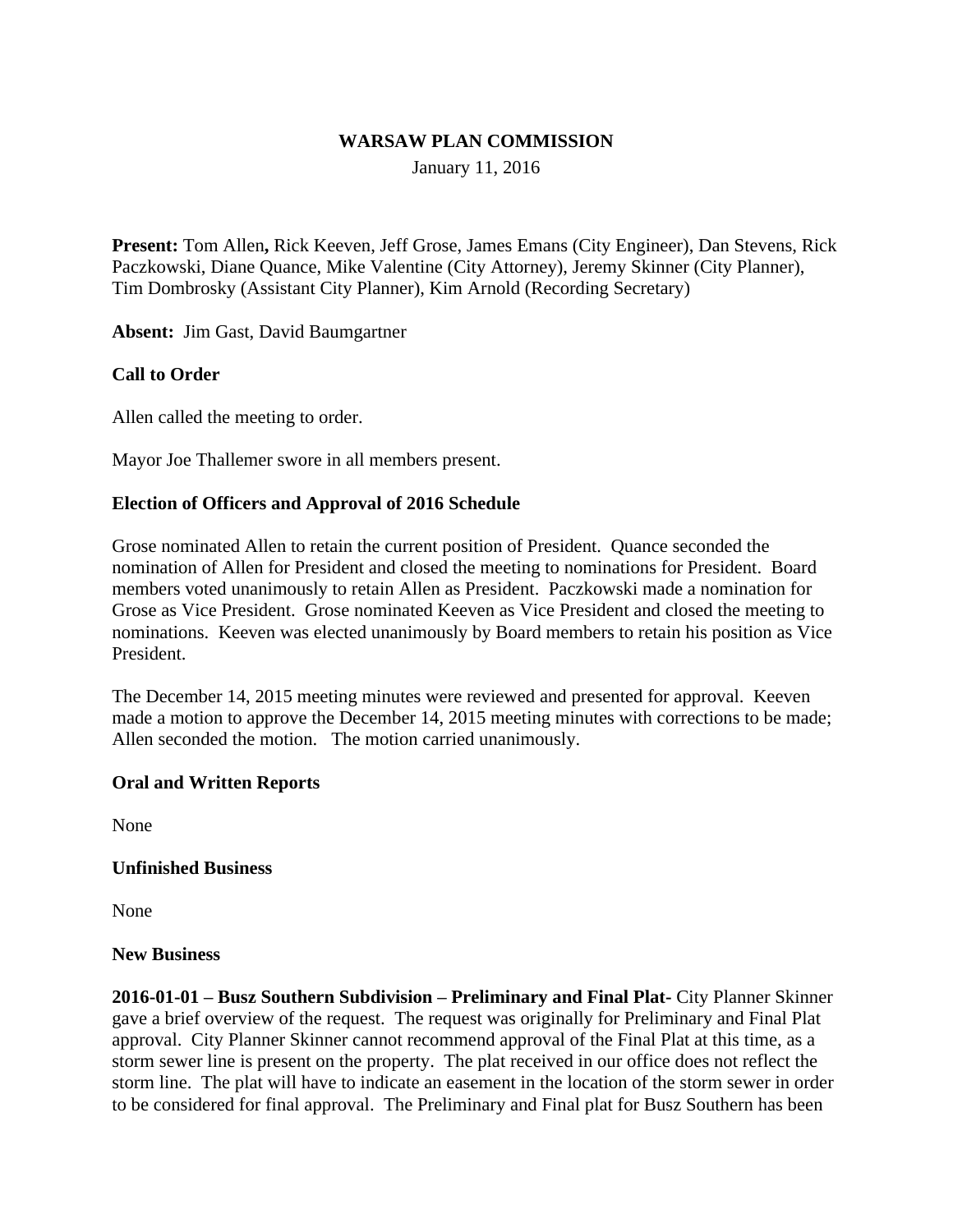**WARSAW PLAN COMMISSION**

January 11, 2016

**Present:** Tom Allen**,** Rick Keeven, Jeff Grose, James Emans (City Engineer), Dan Stevens, Rick Paczkowski, Diane Quance, Mike Valentine (City Attorney), Jeremy Skinner (City Planner), Tim Dombrosky (Assistant City Planner), Kim Arnold (Recording Secretary)

**Absent:** Jim Gast, David Baumgartner

**Call to Order**

Allen called the meeting to order.

Mayor Joe Thallemer swore in all members present.

**Election of Officers and Approval of 2016 Schedule**

Grose nominated Allen to retain the current position of President. Quance seconded the nomination of Allen for President and closed the meeting to nominations for President. Board members voted unanimously to retain Allen as President. Paczkowski made a nomination for Grose as Vice President. Grose nominated Keeven as Vice President and closed the meeting to nominations. Keeven was elected unanimously by Board members to retain his position as Vice President.

The December 14, 2015 meeting minutes were reviewed and presented for approval. Keeven made a motion to approve the December 14, 2015 meeting minutes with corrections to be made; Allen seconded the motion. The motion carried unanimously.

**Oral and Written Reports**

None

**Unfinished Business**

None

**New Business**

**2016-01-01 – Busz Southern Subdivision – Preliminary and Final Plat-** City Planner Skinner gave a brief overview of the request. The request was originally for Preliminary and Final Plat approval. City Planner Skinner cannot recommend approval of the Final Plat at this time, as a storm sewer line is present on the property. The plat received in our office does not reflect the storm line. The plat will have to indicate an easement in the location of the storm sewer in order to be considered for final approval. The Preliminary and Final plat for Busz Southern has been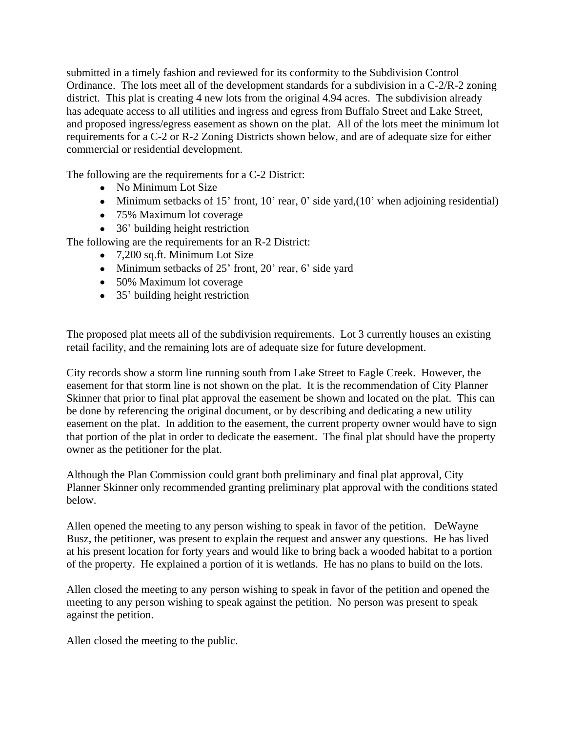submitted in a timely fashion and reviewed for its conformity to the Subdivision Control Ordinance. The lots meet all of the development standards for a subdivision in a C-2/R-2 zoning district. This plat is creating 4 new lots from the original 4.94 acres. The subdivision already has adequate access to all utilities and ingress and egress from Buffalo Street and Lake Street, and proposed ingress/egress easement as shown on the plat. All of the lots meet the minimum lot requirements for a C-2 or R-2 Zoning Districts shown below, and are of adequate size for either commercial or residential development.

The following are the requirements for a C-2 District:

- No Minimum Lot Size
- Minimum setbacks of 15' front, 10' rear, 0' side yard,(10' when adjoining residential)
- 75% Maximum lot coverage
- 36' building height restriction

The following are the requirements for an R-2 District:

- 7,200 sq.ft. Minimum Lot Size
- Minimum setbacks of 25' front, 20' rear, 6' side yard
- 50% Maximum lot coverage
- 35' building height restriction

The proposed plat meets all of the subdivision requirements. Lot 3 currently houses an existing retail facility, and the remaining lots are of adequate size for future development.

City records show a storm line running south from Lake Street to Eagle Creek. However, the easement for that storm line is not shown on the plat. It is the recommendation of City Planner Skinner that prior to final plat approval the easement be shown and located on the plat. This can be done by referencing the original document, or by describing and dedicating a new utility easement on the plat. In addition to the easement, the current property owner would have to sign that portion of the plat in order to dedicate the easement. The final plat should have the property owner as the petitioner for the plat.

Although the Plan Commission could grant both preliminary and final plat approval, City Planner Skinner only recommended granting preliminary plat approval with the conditions stated below.

Allen opened the meeting to any person wishing to speak in favor of the petition. DeWayne Busz, the petitioner, was present to explain the request and answer any questions. He has lived at his present location for forty years and would like to bring back a wooded habitat to a portion of the property. He explained a portion of it is wetlands. He has no plans to build on the lots.

Allen closed the meeting to any person wishing to speak in favor of the petition and opened the meeting to any person wishing to speak against the petition. No person was present to speak against the petition.

Allen closed the meeting to the public.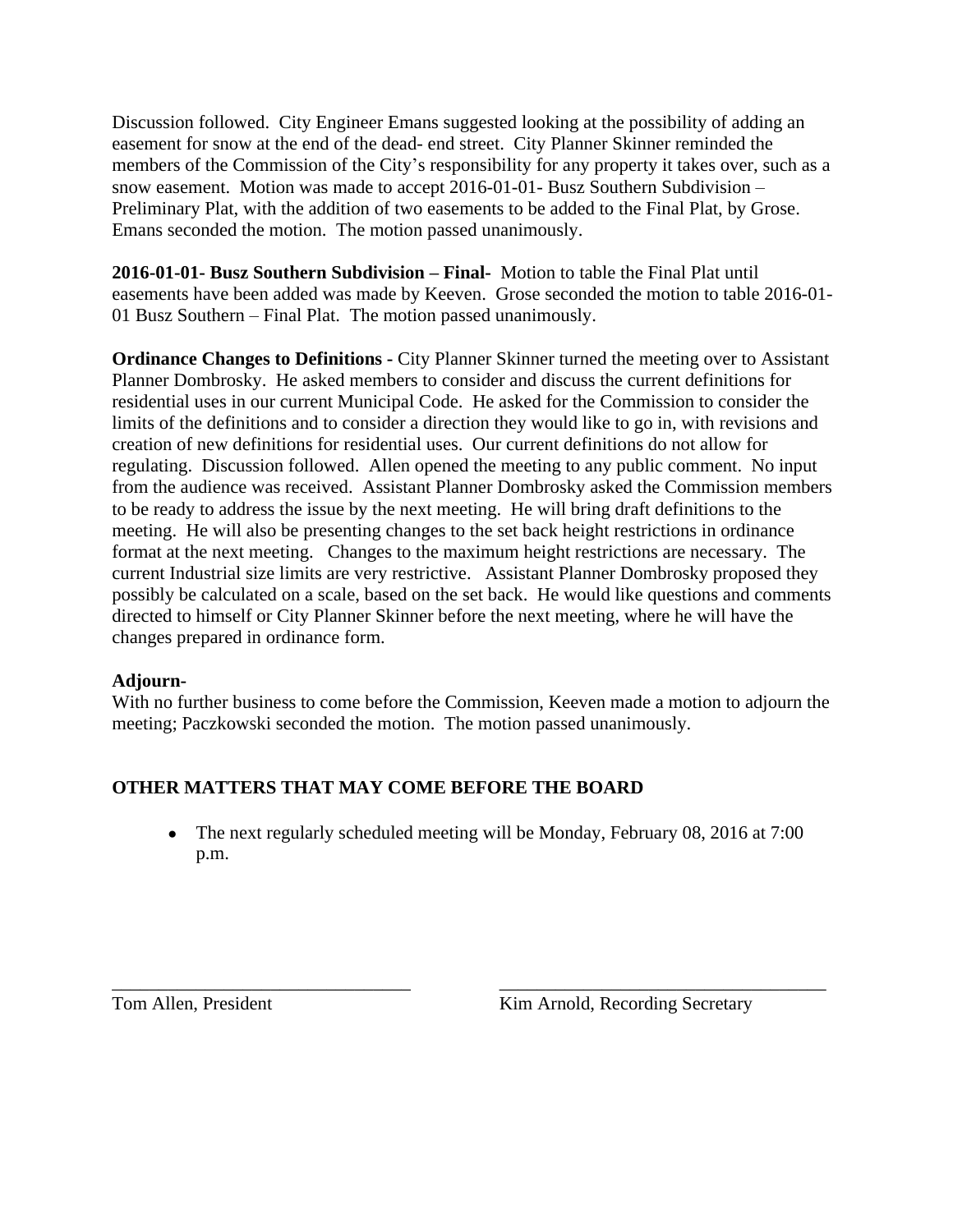Discussion followed. City Engineer Emans suggested looking at the possibility of adding an easement for snow at the end of the dead- end street. City Planner Skinner reminded the members of the Commission of the City's responsibility for any property it takes over, such as a snow easement. Motion was made to accept 2016-01-01- Busz Southern Subdivision – Preliminary Plat, with the addition of two easements to be added to the Final Plat, by Grose. Emans seconded the motion. The motion passed unanimously.

**2016-01-01- Busz Southern Subdivision – Final-** Motion to table the Final Plat until easements have been added was made by Keeven. Grose seconded the motion to table 2016-01-01 Busz Southern – Final Plat. The motion passed unanimously.

**Ordinance Changes to Definitions** - City Planner Skinner turned the meeting over to Assistant Planner Dombrosky. He asked members to consider and discuss the current definitions for residential uses in our current Municipal Code. He asked for the Commission to consider the limits of the definitions and to consider a direction they would like to go in, with revisions and creation of new definitions for residential uses. Our current definitions do not allow for regulating. Discussion followed. Allen opened the meeting to any public comment. No input from the audience was received. Assistant Planner Dombrosky asked the Commission members to be ready to address the issue by the next meeting. He will bring draft definitions to the meeting. He will also be presenting changes to the set back height restrictions in ordinance format at the next meeting. Changes to the maximum height restrictions are necessary. The current Industrial size limits are very restrictive. Assistant Planner Dombrosky proposed they possibly be calculated on a scale, based on the set back. He would like questions and comments directed to himself or City Planner Skinner before the next meeting, where he will have the changes prepared in ordinance form.

**Adjourn-**

With no further business to come before the Commission, Keeven made a motion to adjourn the meeting; Paczkowski seconded the motion. The motion passed unanimously.

**OTHER MATTERS THAT MAY COME BEFORE THE BOARD**

- The next regularly scheduled meeting will be Monday, February 08, 2016 at 7:00 p.m.

_______________________________ Tom Allen, President

_______________________________ Kim Arnold, Recording Secretary